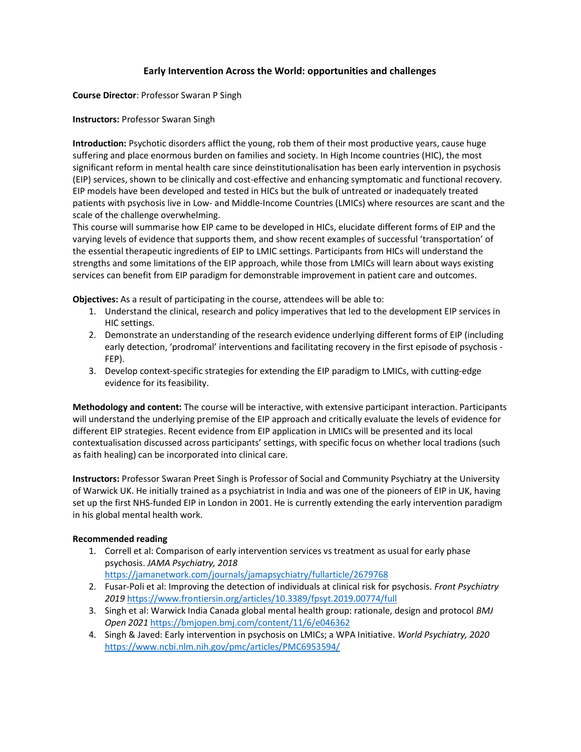# Early Intervention Across the World: opportunities and challenges

**Course Director**: Professor Swaran P Singh

**Instructors:** Professor Swaran Singh

**Introduction:** Psychotic disorders afflict the young, rob them of their most productive years, cause huge suffering and place enormous burden on families and society. In High Income countries (HIC), the most significant reform in mental health care since deinstitutionalisation has been early intervention in psychosis (EIP) services, shown to be clinically and cost-effective and enhancing symptomatic and functional recovery. EIP models have been developed and tested in HICs but the bulk of untreated or inadequately treated patients with psychosis live in Low- and Middle-Income Countries (LMICs) where resources are scant and the scale of the challenge overwhelming.

This course will summarise how EIP came to be developed in HICs, elucidate different forms of EIP and the varying levels of evidence that supports them, and show recent examples of successful 'transportation' of the essential therapeutic ingredients of EIP to LMIC settings. Participants from HICs will understand the strengths and some limitations of the EIP approach, while those from LMICs will learn about ways existing services can benefit from EIP paradigm for demonstrable improvement in patient care and outcomes.

**Objectives:** As a result of participating in the course, attendees will be able to:

1. Understand the clinical, research and policy imperatives that led to the development EIP services in HIC settings.
2. Demonstrate an understanding of the research evidence underlying different forms of EIP (including early detection, 'prodromal' interventions and facilitating recovery in the first episode of psychosis - FEP).
3. Develop context-specific strategies for extending the EIP paradigm to LMICs, with cutting-edge evidence for its feasibility.

**Methodology and content:** The course will be interactive, with extensive participant interaction. Participants will understand the underlying premise of the EIP approach and critically evaluate the levels of evidence for different EIP strategies. Recent evidence from EIP application in LMICs will be presented and its local contextualisation discussed across participants' settings, with specific focus on whether local tradions (such as faith healing) can be incorporated into clinical care.

**Instructors:** Professor Swaran Preet Singh is Professor of Social and Community Psychiatry at the University of Warwick UK. He initially trained as a psychiatrist in India and was one of the pioneers of EIP in UK, having set up the first NHS-funded EIP in London in 2001. He is currently extending the early intervention paradigm in his global mental health work.

**Recommended reading**

1. Correll et al: Comparison of early intervention services vs treatment as usual for early phase psychosis. *JAMA Psychiatry, 2018* https://jamanetwork.com/journals/jamapsychiatry/fullarticle/2679768
2. Fusar-Poli et al: Improving the detection of individuals at clinical risk for psychosis. *Front Psychiatry 2019* https://www.frontiersin.org/articles/10.3389/fpsyt.2019.00774/full
3. Singh et al: Warwick India Canada global mental health group: rationale, design and protocol *BMJ Open 2021* https://bmjopen.bmj.com/content/11/6/e046362
4. Singh & Javed: Early intervention in psychosis on LMICs; a WPA Initiative. *World Psychiatry, 2020* https://www.ncbi.nlm.nih.gov/pmc/articles/PMC6953594/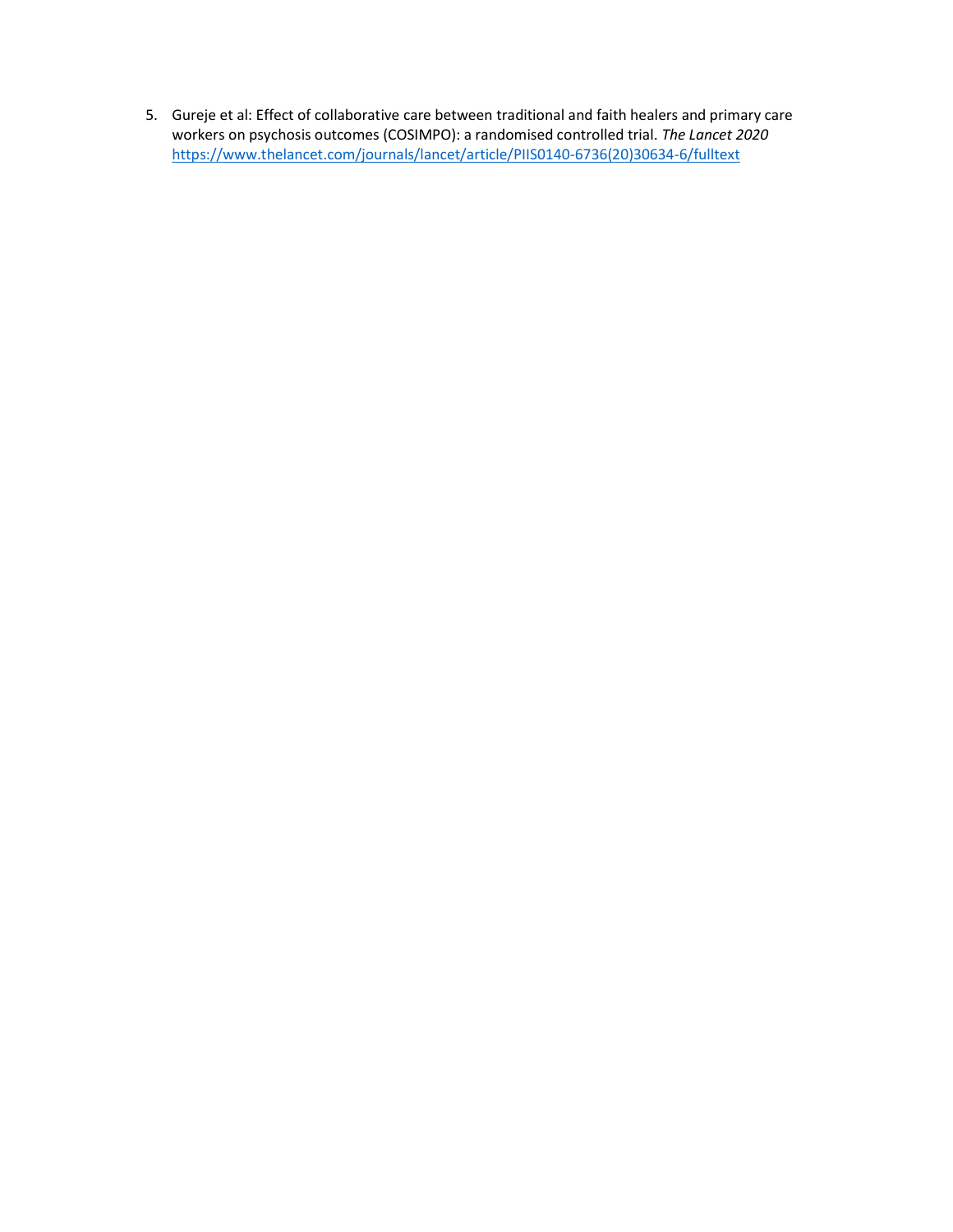5. Gureje et al: Effect of collaborative care between traditional and faith healers and primary care workers on psychosis outcomes (COSIMPO): a randomised controlled trial. *The Lancet 2020* https://www.thelancet.com/journals/lancet/article/PIIS0140-6736(20)30634-6/fulltext